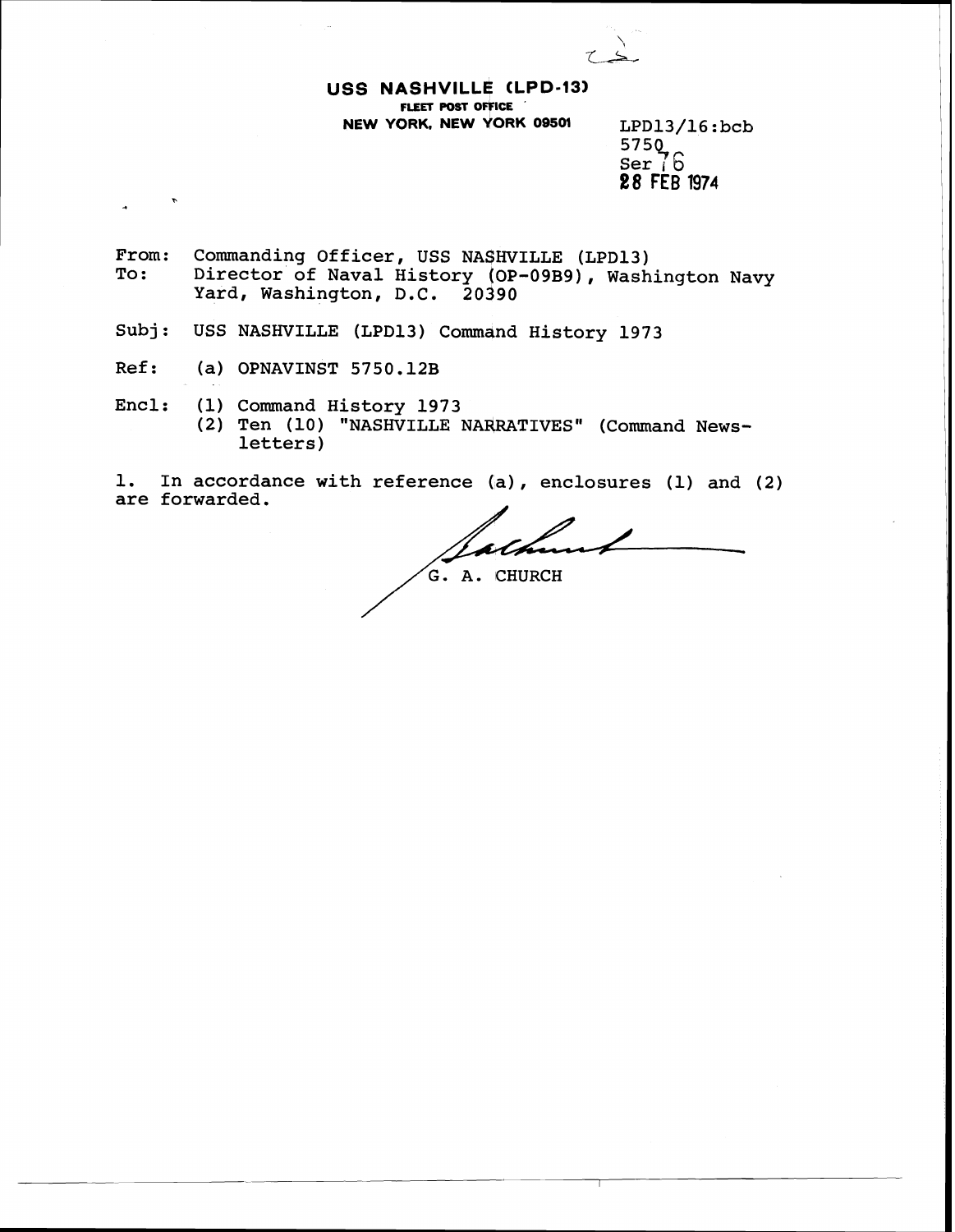**USS NASHVILLE (LPD-13)**
FLEET POST OFFICE
NEW YORK, NEW YORK 09501

LPD13/16:bcb
5750
Ser 76
28 FEB 1974

From: Commanding Officer, USS NASHVILLE (LPD13)
To: Director of Naval History (OP-09B9), Washington Navy Yard, Washington, D.C. 20390

Subj: USS NASHVILLE (LPD13) Command History 1973

Ref: (a) OPNAVINST 5750.12B

Encl: (1) Command History 1973
(2) Ten (10) "NASHVILLE NARRATIVES" (Command Newsletters)

1. In accordance with reference (a), enclosures (1) and (2) are forwarded.

G. A. CHURCH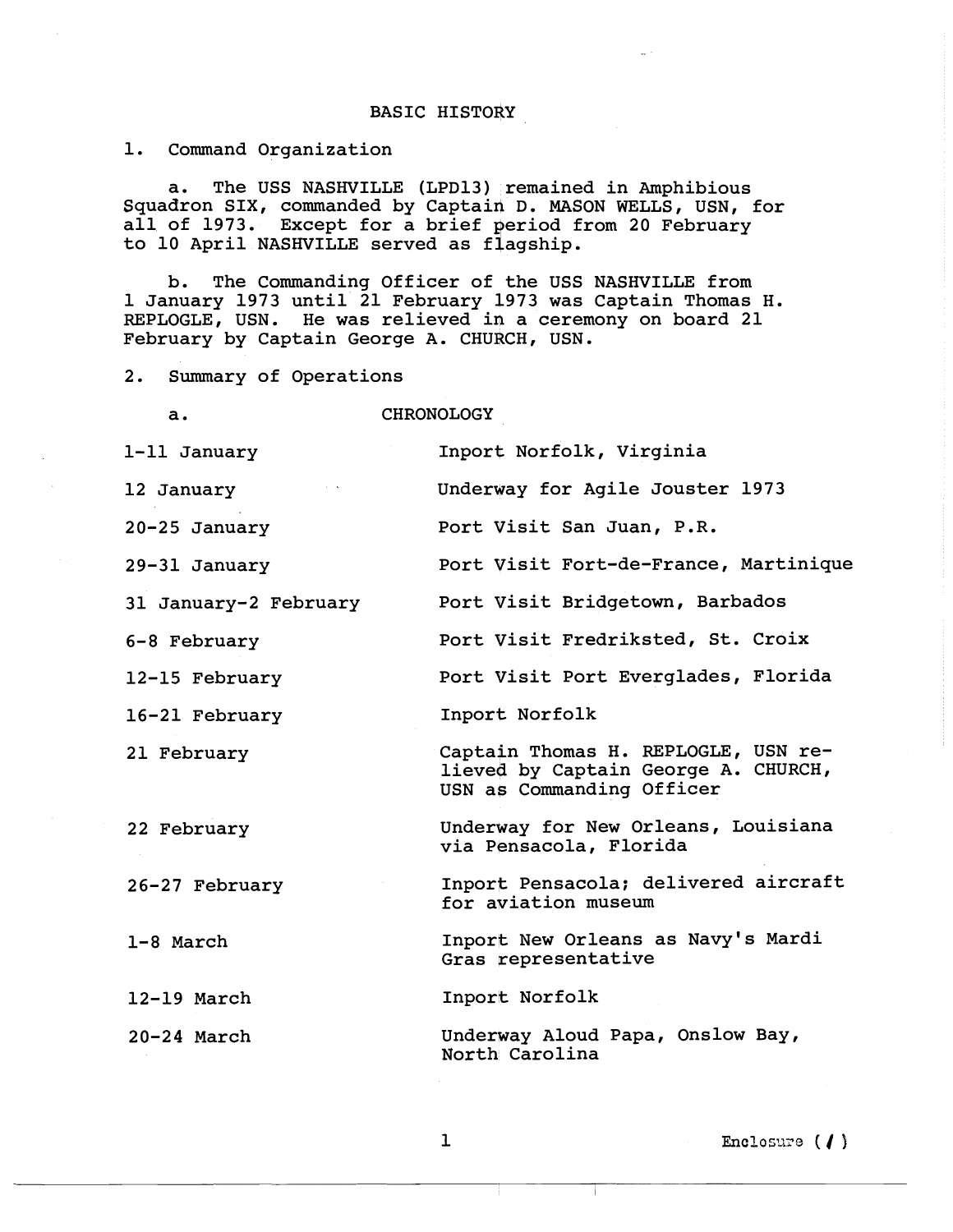# BASIC HISTORY

1. Command Organization

a. The USS NASHVILLE (LPD13) remained in Amphibious Squadron SIX, commanded by Captain D. MASON WELLS, USN, for all of 1973. Except for a brief period from 20 February to 10 April NASHVILLE served as flagship.

b. The Commanding Officer of the USS NASHVILLE from 1 January 1973 until 21 February 1973 was Captain Thomas H. REPLOGLE, USN. He was relieved in a ceremony on board 21 February by Captain George A. CHURCH, USN.

2. Summary of Operations

a. CHRONOLOGY

| | |
|---|---|
| 1-11 January | Inport Norfolk, Virginia |
| 12 January | Underway for Agile Jouster 1973 |
| 20-25 January | Port Visit San Juan, P.R. |
| 29-31 January | Port Visit Fort-de-France, Martinique |
| 31 January-2 February | Port Visit Bridgetown, Barbados |
| 6-8 February | Port Visit Fredriksted, St. Croix |
| 12-15 February | Port Visit Port Everglades, Florida |
| 16-21 February | Inport Norfolk |
| 21 February | Captain Thomas H. REPLOGLE, USN relieved by Captain George A. CHURCH, USN as Commanding Officer |
| 22 February | Underway for New Orleans, Louisiana via Pensacola, Florida |
| 26-27 February | Inport Pensacola; delivered aircraft for aviation museum |
| 1-8 March | Inport New Orleans as Navy's Mardi Gras representative |
| 12-19 March | Inport Norfolk |
| 20-24 March | Underway Aloud Papa, Onslow Bay, North Carolina |

Enclosure (1)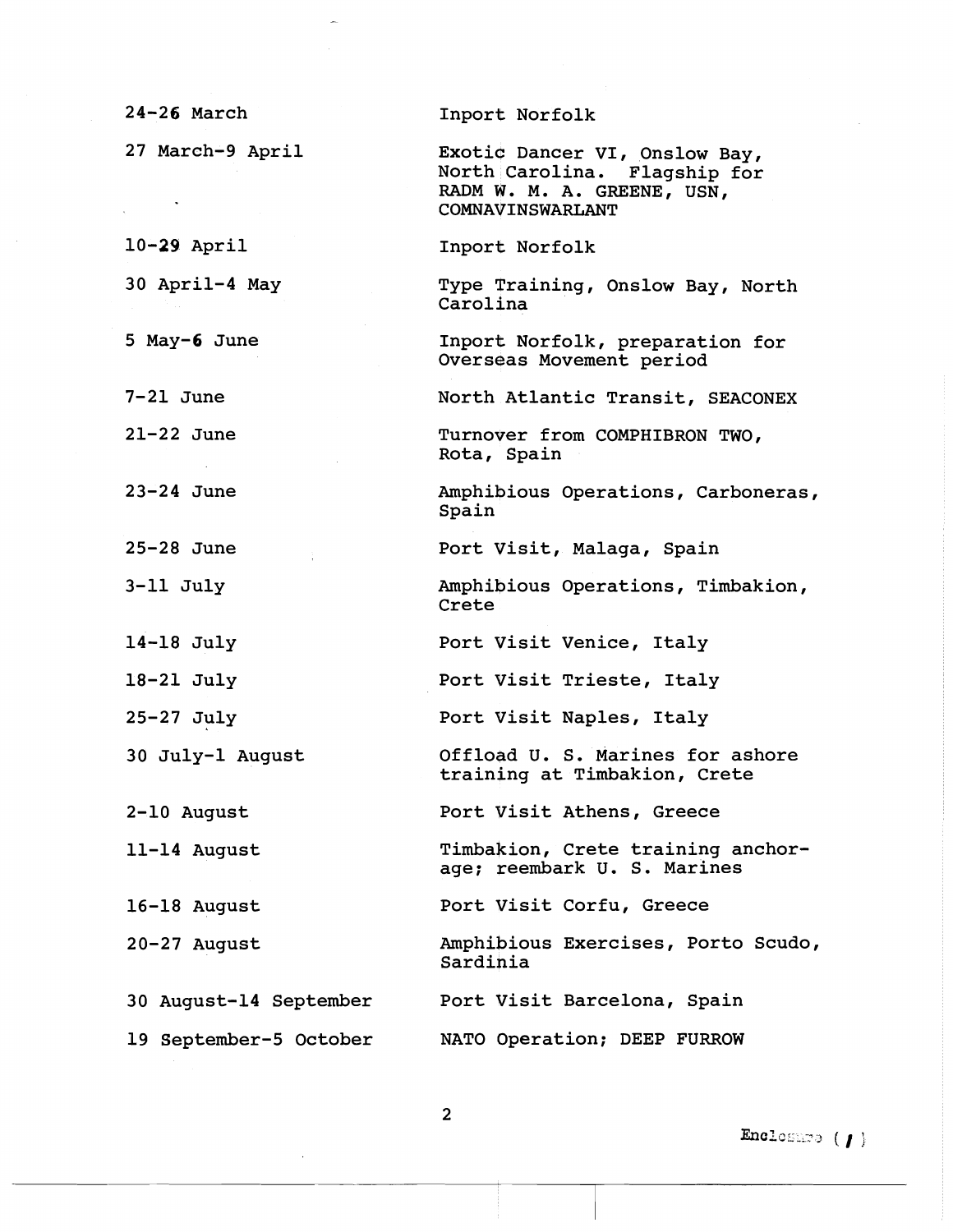| | |
|---|---|
| 24-26 March | Inport Norfolk |
| 27 March-9 April | Exotic Dancer VI, Onslow Bay, North Carolina. Flagship for RADM W. M. A. GREENE, USN, COMNAVINSWARLANT |
| 10-29 April | Inport Norfolk |
| 30 April-4 May | Type Training, Onslow Bay, North Carolina |
| 5 May-6 June | Inport Norfolk, preparation for Overseas Movement period |
| 7-21 June | North Atlantic Transit, SEACONEX |
| 21-22 June | Turnover from COMPHIBRON TWO, Rota, Spain |
| 23-24 June | Amphibious Operations, Carboneras, Spain |
| 25-28 June | Port Visit, Malaga, Spain |
| 3-11 July | Amphibious Operations, Timbakion, Crete |
| 14-18 July | Port Visit Venice, Italy |
| 18-21 July | Port Visit Trieste, Italy |
| 25-27 July | Port Visit Naples, Italy |
| 30 July-1 August | Offload U. S. Marines for ashore training at Timbakion, Crete |
| 2-10 August | Port Visit Athens, Greece |
| 11-14 August | Timbakion, Crete training anchorage; reembark U. S. Marines |
| 16-18 August | Port Visit Corfu, Greece |
| 20-27 August | Amphibious Exercises, Porto Scudo, Sardinia |
| 30 August-14 September | Port Visit Barcelona, Spain |
| 19 September-5 October | NATO Operation; DEEP FURROW |

Enclosure (1)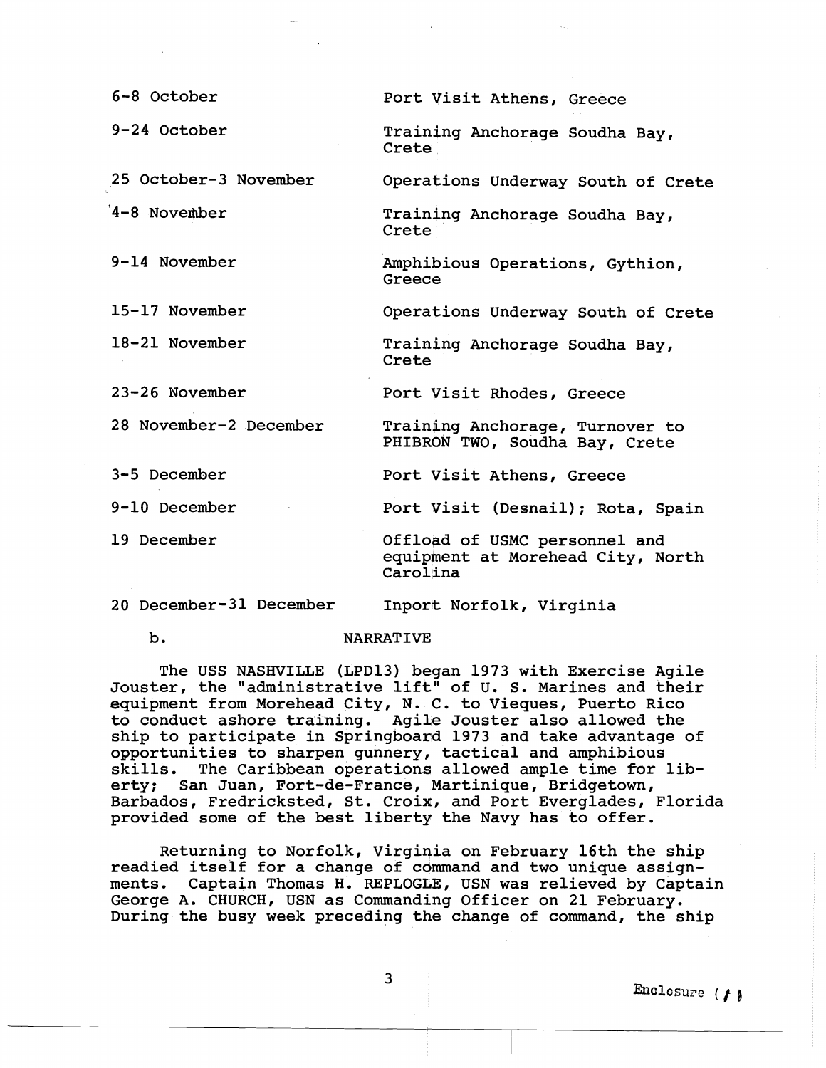| | |
|---|---|
| 6-8 October | Port Visit Athens, Greece |
| 9-24 October | Training Anchorage Soudha Bay, Crete |
| 25 October-3 November | Operations Underway South of Crete |
| 4-8 November | Training Anchorage Soudha Bay, Crete |
| 9-14 November | Amphibious Operations, Gythion, Greece |
| 15-17 November | Operations Underway South of Crete |
| 18-21 November | Training Anchorage Soudha Bay, Crete |
| 23-26 November | Port Visit Rhodes, Greece |
| 28 November-2 December | Training Anchorage, Turnover to PHIBRON TWO, Soudha Bay, Crete |
| 3-5 December | Port Visit Athens, Greece |
| 9-10 December | Port Visit (Desnail); Rota, Spain |
| 19 December | Offload of USMC personnel and equipment at Morehead City, North Carolina |
| 20 December-31 December | Inport Norfolk, Virginia |

b. NARRATIVE

The USS NASHVILLE (LPD13) began 1973 with Exercise Agile Jouster, the "administrative lift" of U. S. Marines and their equipment from Morehead City, N. C. to Vieques, Puerto Rico to conduct ashore training. Agile Jouster also allowed the ship to participate in Springboard 1973 and take advantage of opportunities to sharpen gunnery, tactical and amphibious skills. The Caribbean operations allowed ample time for liberty; San Juan, Fort-de-France, Martinique, Bridgetown, Barbados, Fredricksted, St. Croix, and Port Everglades, Florida provided some of the best liberty the Navy has to offer.

Returning to Norfolk, Virginia on February 16th the ship readied itself for a change of command and two unique assignments. Captain Thomas H. REPLOGLE, USN was relieved by Captain George A. CHURCH, USN as Commanding Officer on 21 February. During the busy week preceding the change of command, the ship

Enclosure (1)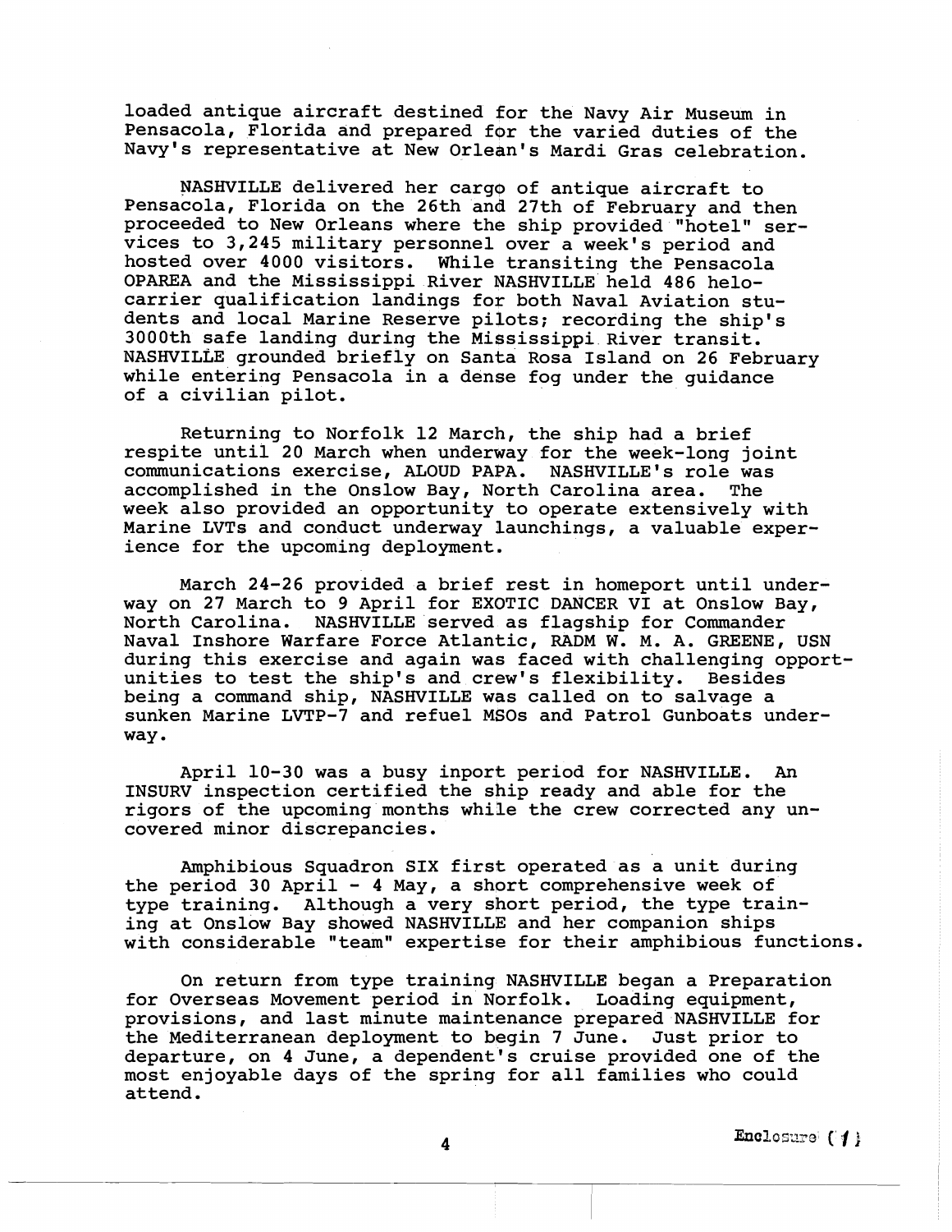loaded antique aircraft destined for the Navy Air Museum in Pensacola, Florida and prepared for the varied duties of the Navy's representative at New Orlean's Mardi Gras celebration.

NASHVILLE delivered her cargo of antique aircraft to Pensacola, Florida on the 26th and 27th of February and then proceeded to New Orleans where the ship provided "hotel" services to 3,245 military personnel over a week's period and hosted over 4000 visitors. While transiting the Pensacola OPAREA and the Mississippi River NASHVILLE held 486 helo-carrier qualification landings for both Naval Aviation students and local Marine Reserve pilots; recording the ship's 3000th safe landing during the Mississippi River transit. NASHVILLE grounded briefly on Santa Rosa Island on 26 February while entering Pensacola in a dense fog under the guidance of a civilian pilot.

Returning to Norfolk 12 March, the ship had a brief respite until 20 March when underway for the week-long joint communications exercise, ALOUD PAPA. NASHVILLE's role was accomplished in the Onslow Bay, North Carolina area. The week also provided an opportunity to operate extensively with Marine LVTs and conduct underway launchings, a valuable experience for the upcoming deployment.

March 24-26 provided a brief rest in homeport until underway on 27 March to 9 April for EXOTIC DANCER VI at Onslow Bay, North Carolina. NASHVILLE served as flagship for Commander Naval Inshore Warfare Force Atlantic, RADM W. M. A. GREENE, USN during this exercise and again was faced with challenging opportunities to test the ship's and crew's flexibility. Besides being a command ship, NASHVILLE was called on to salvage a sunken Marine LVTP-7 and refuel MSOs and Patrol Gunboats underway.

April 10-30 was a busy inport period for NASHVILLE. An INSURV inspection certified the ship ready and able for the rigors of the upcoming months while the crew corrected any uncovered minor discrepancies.

Amphibious Squadron SIX first operated as a unit during the period 30 April - 4 May, a short comprehensive week of type training. Although a very short period, the type training at Onslow Bay showed NASHVILLE and her companion ships with considerable "team" expertise for their amphibious functions.

On return from type training NASHVILLE began a Preparation for Overseas Movement period in Norfolk. Loading equipment, provisions, and last minute maintenance prepared NASHVILLE for the Mediterranean deployment to begin 7 June. Just prior to departure, on 4 June, a dependent's cruise provided one of the most enjoyable days of the spring for all families who could attend.

Enclosure (1)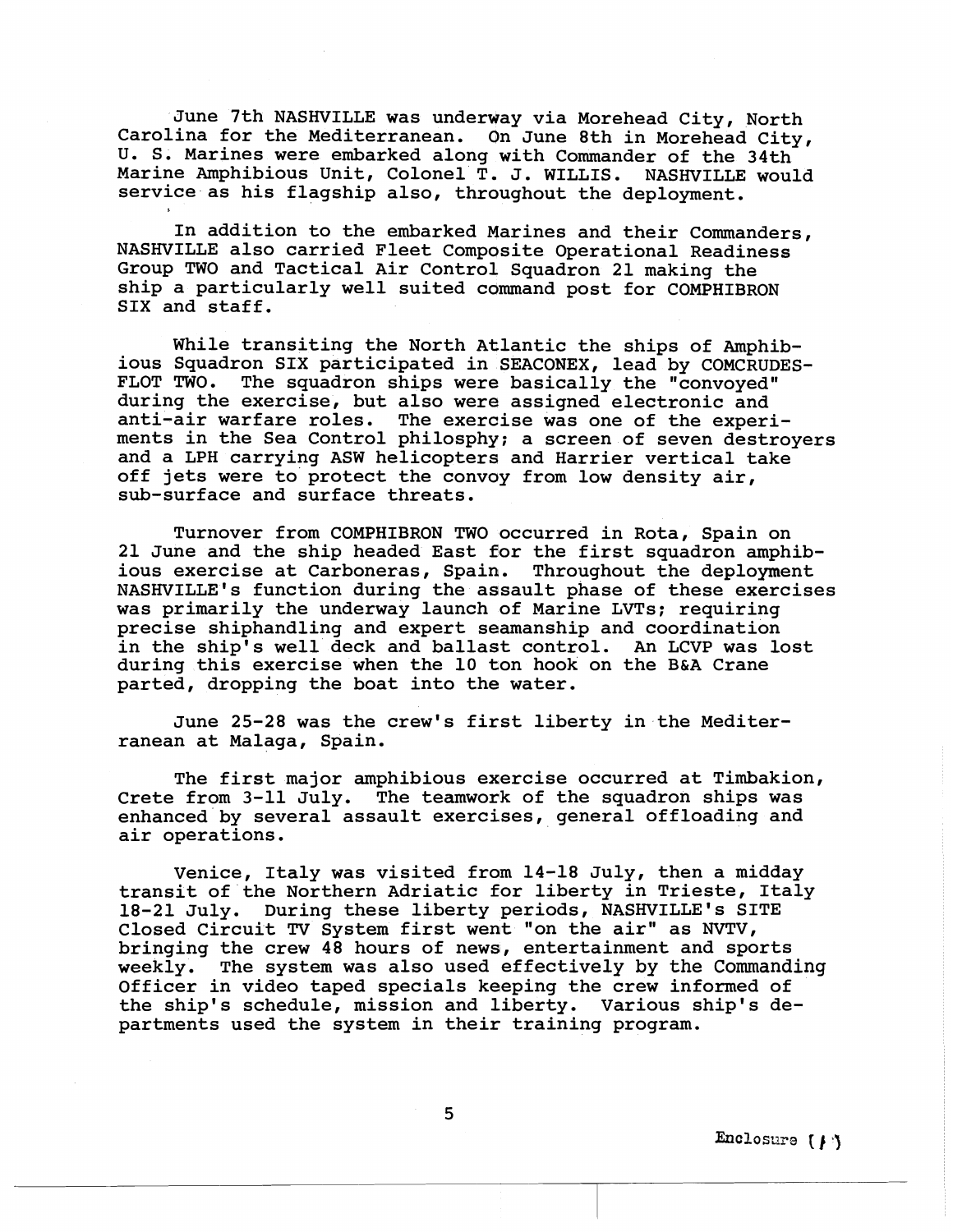June 7th NASHVILLE was underway via Morehead City, North Carolina for the Mediterranean. On June 8th in Morehead City, U. S. Marines were embarked along with Commander of the 34th Marine Amphibious Unit, Colonel T. J. WILLIS. NASHVILLE would service as his flagship also, throughout the deployment.

In addition to the embarked Marines and their Commanders, NASHVILLE also carried Fleet Composite Operational Readiness Group TWO and Tactical Air Control Squadron 21 making the ship a particularly well suited command post for COMPHIBRON SIX and staff.

While transiting the North Atlantic the ships of Amphibious Squadron SIX participated in SEACONEX, lead by COMCRUDESFLOT TWO. The squadron ships were basically the "convoyed" during the exercise, but also were assigned electronic and anti-air warfare roles. The exercise was one of the experiments in the Sea Control philosphy; a screen of seven destroyers and a LPH carrying ASW helicopters and Harrier vertical take off jets were to protect the convoy from low density air, sub-surface and surface threats.

Turnover from COMPHIBRON TWO occurred in Rota, Spain on 21 June and the ship headed East for the first squadron amphibious exercise at Carboneras, Spain. Throughout the deployment NASHVILLE's function during the assault phase of these exercises was primarily the underway launch of Marine LVTs; requiring precise shiphandling and expert seamanship and coordination in the ship's well deck and ballast control. An LCVP was lost during this exercise when the 10 ton hook on the B&A Crane parted, dropping the boat into the water.

June 25-28 was the crew's first liberty in the Mediterranean at Malaga, Spain.

The first major amphibious exercise occurred at Timbakion, Crete from 3-11 July. The teamwork of the squadron ships was enhanced by several assault exercises, general offloading and air operations.

Venice, Italy was visited from 14-18 July, then a midday transit of the Northern Adriatic for liberty in Trieste, Italy 18-21 July. During these liberty periods, NASHVILLE's SITE Closed Circuit TV System first went "on the air" as NVTV, bringing the crew 48 hours of news, entertainment and sports weekly. The system was also used effectively by the Commanding Officer in video taped specials keeping the crew informed of the ship's schedule, mission and liberty. Various ship's departments used the system in their training program.

Enclosure (1)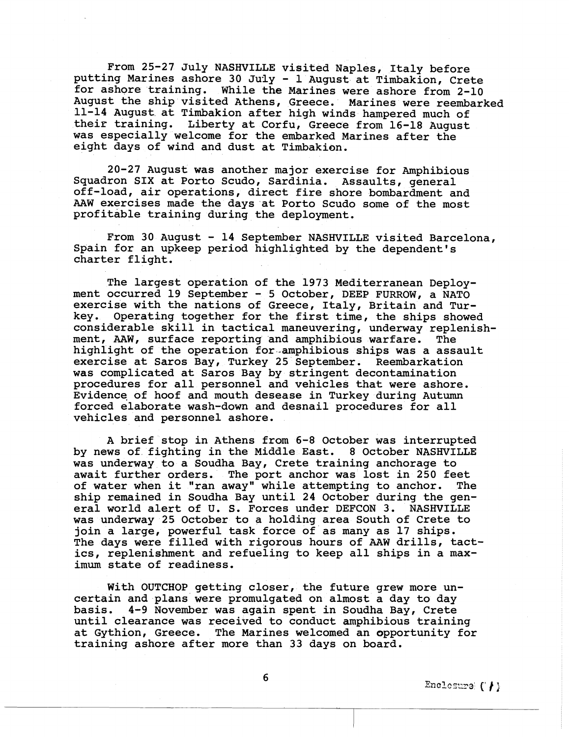From 25-27 July NASHVILLE visited Naples, Italy before putting Marines ashore 30 July - 1 August at Timbakion, Crete for ashore training. While the Marines were ashore from 2-10 August the ship visited Athens, Greece. Marines were reembarked 11-14 August at Timbakion after high winds hampered much of their training. Liberty at Corfu, Greece from 16-18 August was especially welcome for the embarked Marines after the eight days of wind and dust at Timbakion.

20-27 August was another major exercise for Amphibious Squadron SIX at Porto Scudo, Sardinia. Assaults, general off-load, air operations, direct fire shore bombardment and AAW exercises made the days at Porto Scudo some of the most profitable training during the deployment.

From 30 August - 14 September NASHVILLE visited Barcelona, Spain for an upkeep period highlighted by the dependent's charter flight.

The largest operation of the 1973 Mediterranean Deployment occurred 19 September - 5 October, DEEP FURROW, a NATO exercise with the nations of Greece, Italy, Britain and Turkey. Operating together for the first time, the ships showed considerable skill in tactical maneuvering, underway replenishment, AAW, surface reporting and amphibious warfare. The highlight of the operation for amphibious ships was a assault exercise at Saros Bay, Turkey 25 September. Reembarkation was complicated at Saros Bay by stringent decontamination procedures for all personnel and vehicles that were ashore. Evidence of hoof and mouth desease in Turkey during Autumn forced elaborate wash-down and desnail procedures for all vehicles and personnel ashore.

A brief stop in Athens from 6-8 October was interrupted by news of fighting in the Middle East. 8 October NASHVILLE was underway to a Soudha Bay, Crete training anchorage to await further orders. The port anchor was lost in 250 feet of water when it "ran away" while attempting to anchor. The ship remained in Soudha Bay until 24 October during the general world alert of U. S. Forces under DEFCON 3. NASHVILLE was underway 25 October to a holding area South of Crete to join a large, powerful task force of as many as 17 ships. The days were filled with rigorous hours of AAW drills, tactics, replenishment and refueling to keep all ships in a maximum state of readiness.

With OUTCHOP getting closer, the future grew more uncertain and plans were promulgated on almost a day to day basis. 4-9 November was again spent in Soudha Bay, Crete until clearance was received to conduct amphibious training at Gythion, Greece. The Marines welcomed an opportunity for training ashore after more than 33 days on board.

Enclosure (1)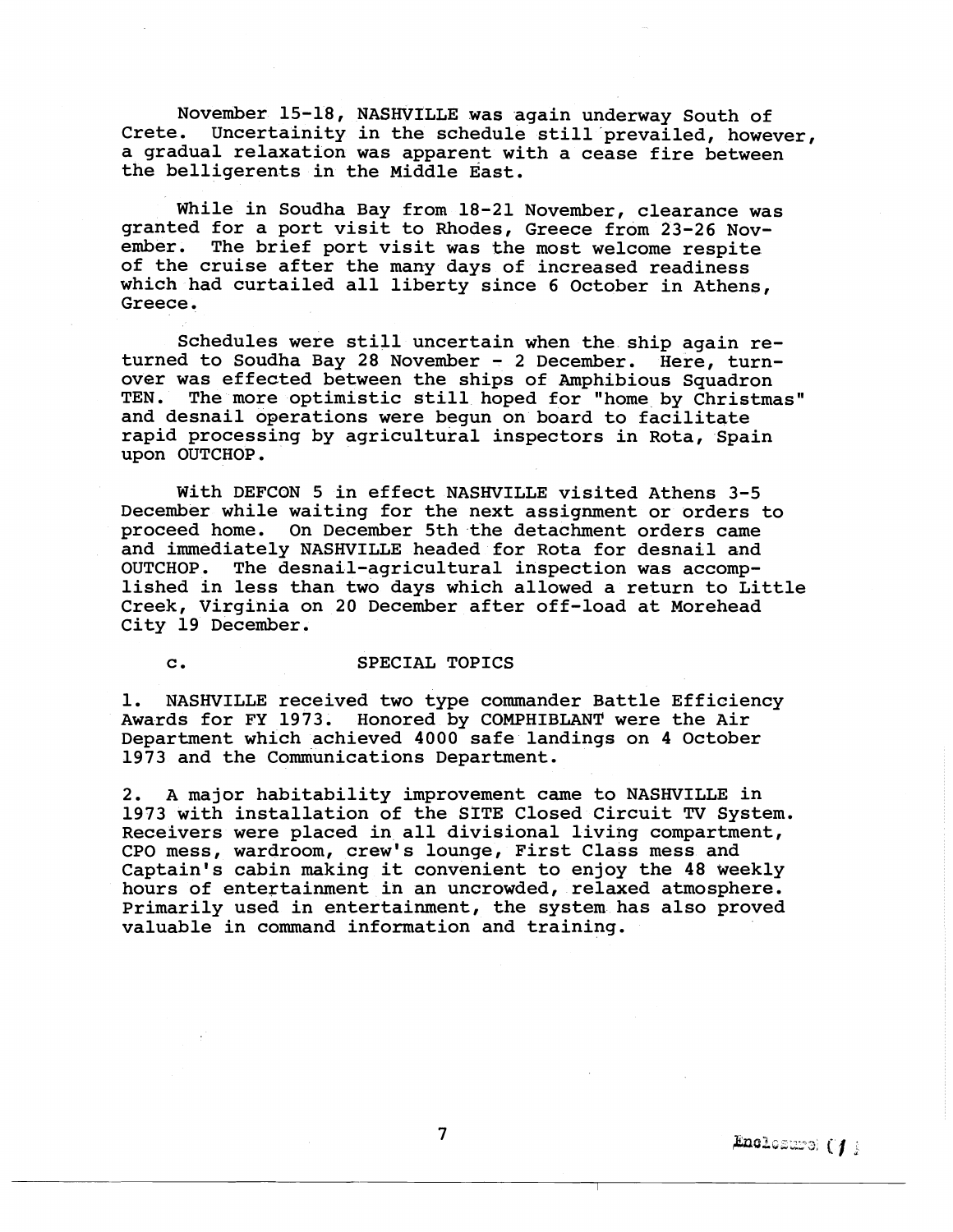November 15-18, NASHVILLE was again underway South of Crete. Uncertainity in the schedule still prevailed, however, a gradual relaxation was apparent with a cease fire between the belligerents in the Middle East.

While in Soudha Bay from 18-21 November, clearance was granted for a port visit to Rhodes, Greece from 23-26 November. The brief port visit was the most welcome respite of the cruise after the many days of increased readiness which had curtailed all liberty since 6 October in Athens, Greece.

Schedules were still uncertain when the ship again returned to Soudha Bay 28 November - 2 December. Here, turnover was effected between the ships of Amphibious Squadron TEN. The more optimistic still hoped for "home by Christmas" and desnail operations were begun on board to facilitate rapid processing by agricultural inspectors in Rota, Spain upon OUTCHOP.

With DEFCON 5 in effect NASHVILLE visited Athens 3-5 December while waiting for the next assignment or orders to proceed home. On December 5th the detachment orders came and immediately NASHVILLE headed for Rota for desnail and OUTCHOP. The desnail-agricultural inspection was accomplished in less than two days which allowed a return to Little Creek, Virginia on 20 December after off-load at Morehead City 19 December.

## c. SPECIAL TOPICS

1. NASHVILLE received two type commander Battle Efficiency Awards for FY 1973. Honored by COMPHIBLANT were the Air Department which achieved 4000 safe landings on 4 October 1973 and the Communications Department.

2. A major habitability improvement came to NASHVILLE in 1973 with installation of the SITE Closed Circuit TV System. Receivers were placed in all divisional living compartment, CPO mess, wardroom, crew's lounge, First Class mess and Captain's cabin making it convenient to enjoy the 48 weekly hours of entertainment in an uncrowded, relaxed atmosphere. Primarily used in entertainment, the system has also proved valuable in command information and training.

Enclosure (1)